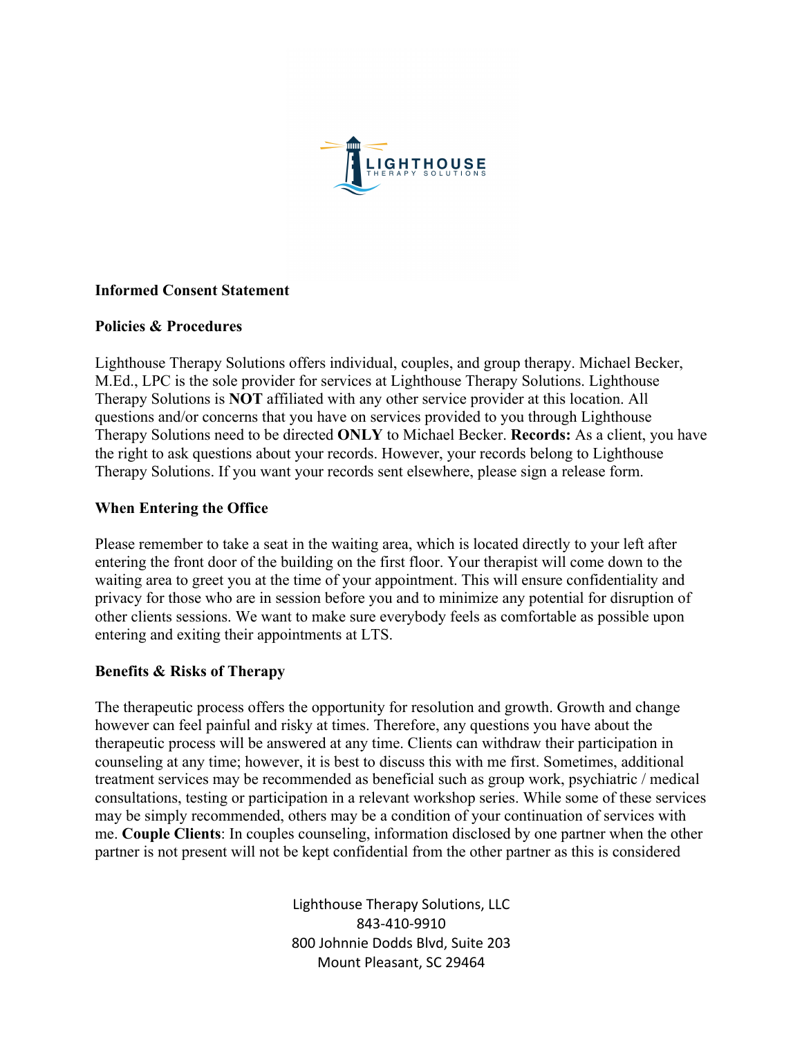**Informed Consent Statement**

**Policies & Procedures**

Lighthouse Therapy Solutions offers individual, couples, and group therapy. Michael Becker, M.Ed., LPC is the sole provider for services at Lighthouse Therapy Solutions. Lighthouse Therapy Solutions is **NOT** affiliated with any other service provider at this location. All questions and/or concerns that you have on services provided to you through Lighthouse Therapy Solutions need to be directed **ONLY** to Michael Becker. **Records:** As a client, you have the right to ask questions about your records. However, your records belong to Lighthouse Therapy Solutions. If you want your records sent elsewhere, please sign a release form.

**When Entering the Office**

Please remember to take a seat in the waiting area, which is located directly to your left after entering the front door of the building on the first floor. Your therapist will come down to the waiting area to greet you at the time of your appointment. This will ensure confidentiality and privacy for those who are in session before you and to minimize any potential for disruption of other clients sessions. We want to make sure everybody feels as comfortable as possible upon entering and exiting their appointments at LTS.

**Benefits & Risks of Therapy**

The therapeutic process offers the opportunity for resolution and growth. Growth and change however can feel painful and risky at times. Therefore, any questions you have about the therapeutic process will be answered at any time. Clients can withdraw their participation in counseling at any time; however, it is best to discuss this with me first. Sometimes, additional treatment services may be recommended as beneficial such as group work, psychiatric / medical consultations, testing or participation in a relevant workshop series. While some of these services may be simply recommended, others may be a condition of your continuation of services with me. **Couple Clients**: In couples counseling, information disclosed by one partner when the other partner is not present will not be kept confidential from the other partner as this is considered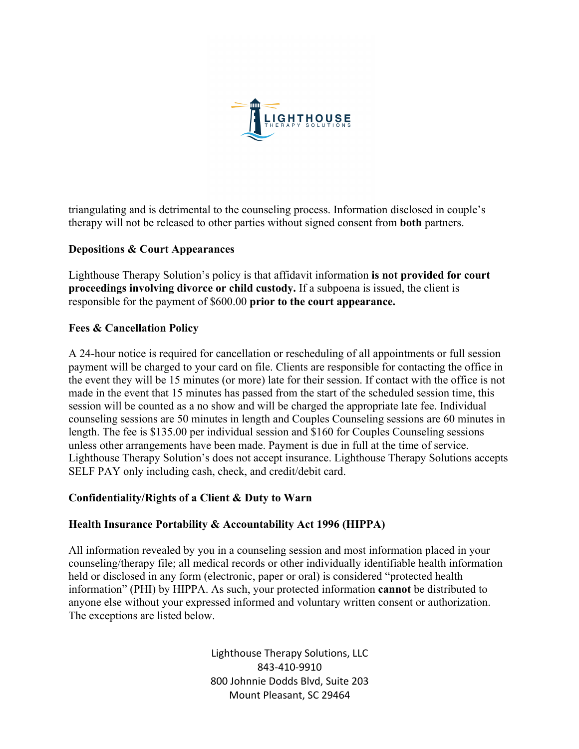triangulating and is detrimental to the counseling process. Information disclosed in couple's therapy will not be released to other parties without signed consent from **both** partners.

**Depositions & Court Appearances**

Lighthouse Therapy Solution's policy is that affidavit information **is not provided for court proceedings involving divorce or child custody.** If a subpoena is issued, the client is responsible for the payment of $600.00 **prior to the court appearance.**

**Fees & Cancellation Policy**

A 24-hour notice is required for cancellation or rescheduling of all appointments or full session payment will be charged to your card on file. Clients are responsible for contacting the office in the event they will be 15 minutes (or more) late for their session. If contact with the office is not made in the event that 15 minutes has passed from the start of the scheduled session time, this session will be counted as a no show and will be charged the appropriate late fee. Individual counseling sessions are 50 minutes in length and Couples Counseling sessions are 60 minutes in length. The fee is $135.00 per individual session and $160 for Couples Counseling sessions unless other arrangements have been made. Payment is due in full at the time of service. Lighthouse Therapy Solution's does not accept insurance. Lighthouse Therapy Solutions accepts SELF PAY only including cash, check, and credit/debit card.

**Confidentiality/Rights of a Client & Duty to Warn**

**Health Insurance Portability & Accountability Act 1996 (HIPPA)**

All information revealed by you in a counseling session and most information placed in your counseling/therapy file; all medical records or other individually identifiable health information held or disclosed in any form (electronic, paper or oral) is considered "protected health information" (PHI) by HIPPA. As such, your protected information **cannot** be distributed to anyone else without your expressed informed and voluntary written consent or authorization. The exceptions are listed below.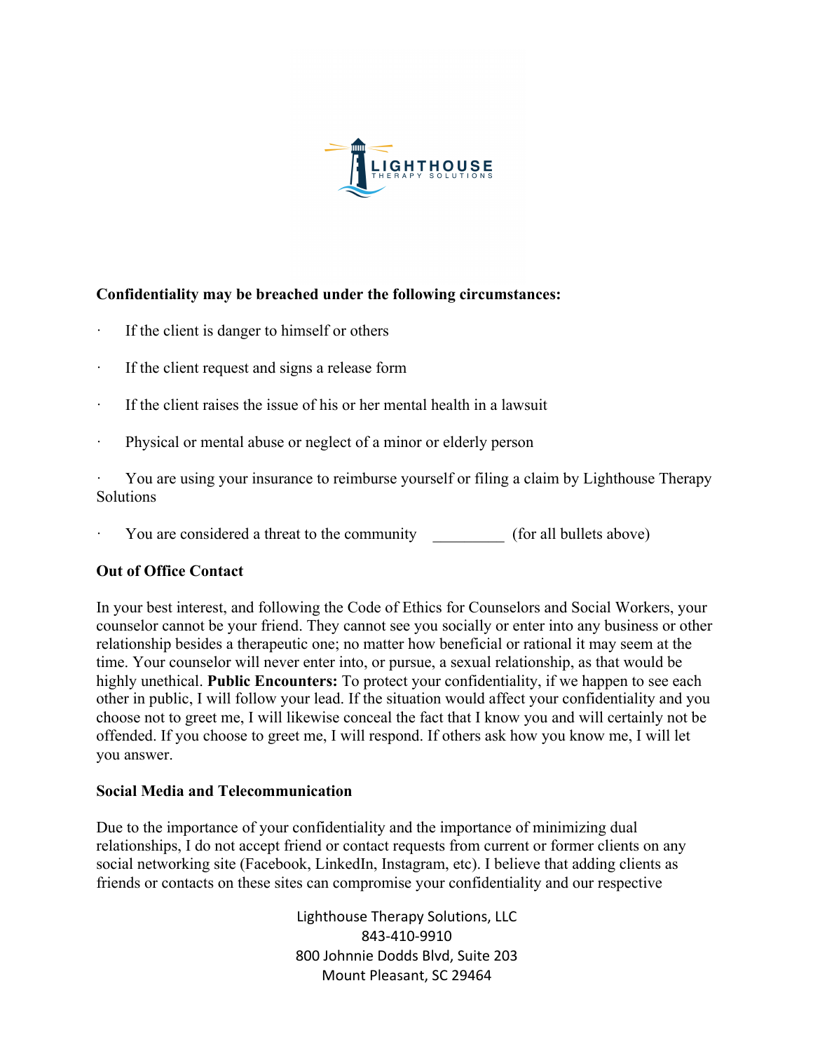**Confidentiality may be breached under the following circumstances:**

- If the client is danger to himself or others
- If the client request and signs a release form
- If the client raises the issue of his or her mental health in a lawsuit
- Physical or mental abuse or neglect of a minor or elderly person
- You are using your insurance to reimburse yourself or filing a claim by Lighthouse Therapy Solutions
- You are considered a threat to the community \_\_\_\_\_\_\_\_\_ (for all bullets above)

**Out of Office Contact**

In your best interest, and following the Code of Ethics for Counselors and Social Workers, your counselor cannot be your friend. They cannot see you socially or enter into any business or other relationship besides a therapeutic one; no matter how beneficial or rational it may seem at the time. Your counselor will never enter into, or pursue, a sexual relationship, as that would be highly unethical. **Public Encounters:** To protect your confidentiality, if we happen to see each other in public, I will follow your lead. If the situation would affect your confidentiality and you choose not to greet me, I will likewise conceal the fact that I know you and will certainly not be offended. If you choose to greet me, I will respond. If others ask how you know me, I will let you answer.

**Social Media and Telecommunication**

Due to the importance of your confidentiality and the importance of minimizing dual relationships, I do not accept friend or contact requests from current or former clients on any social networking site (Facebook, LinkedIn, Instagram, etc). I believe that adding clients as friends or contacts on these sites can compromise your confidentiality and our respective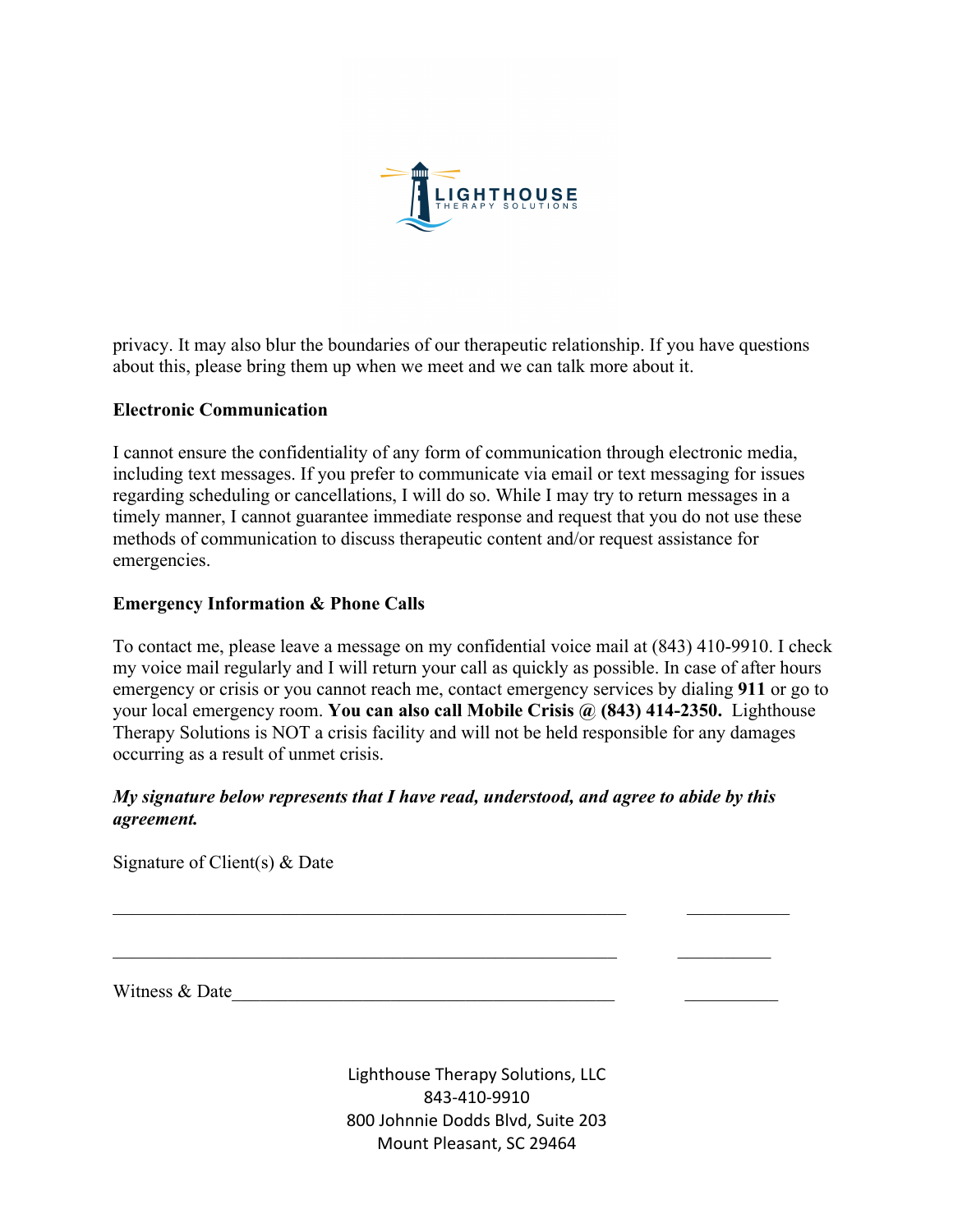privacy. It may also blur the boundaries of our therapeutic relationship. If you have questions about this, please bring them up when we meet and we can talk more about it.

**Electronic Communication**

I cannot ensure the confidentiality of any form of communication through electronic media, including text messages. If you prefer to communicate via email or text messaging for issues regarding scheduling or cancellations, I will do so. While I may try to return messages in a timely manner, I cannot guarantee immediate response and request that you do not use these methods of communication to discuss therapeutic content and/or request assistance for emergencies.

**Emergency Information & Phone Calls**

To contact me, please leave a message on my confidential voice mail at (843) 410-9910. I check my voice mail regularly and I will return your call as quickly as possible. In case of after hours emergency or crisis or you cannot reach me, contact emergency services by dialing **911** or go to your local emergency room. **You can also call Mobile Crisis @ (843) 414-2350.** Lighthouse Therapy Solutions is NOT a crisis facility and will not be held responsible for any damages occurring as a result of unmet crisis.

***My signature below represents that I have read, understood, and agree to abide by this agreement.***

Signature of Client(s) & Date

\_\_\_\_\_\_\_\_\_\_\_\_\_\_\_\_\_\_\_\_\_\_\_\_\_\_\_\_\_\_\_\_\_\_\_\_\_\_\_\_\_\_\_\_\_\_\_\_\_\_\_\_\_\_\_\_ \_\_\_\_\_\_\_\_\_\_\_

\_\_\_\_\_\_\_\_\_\_\_\_\_\_\_\_\_\_\_\_\_\_\_\_\_\_\_\_\_\_\_\_\_\_\_\_\_\_\_\_\_\_\_\_\_\_\_\_\_\_\_\_\_\_\_\_ \_\_\_\_\_\_\_\_\_\_\_

Witness & Date\_\_\_\_\_\_\_\_\_\_\_\_\_\_\_\_\_\_\_\_\_\_\_\_\_\_\_\_\_\_\_\_\_\_\_\_\_\_\_\_\_\_ \_\_\_\_\_\_\_\_\_\_\_

Lighthouse Therapy Solutions, LLC
843-410-9910
800 Johnnie Dodds Blvd, Suite 203
Mount Pleasant, SC 29464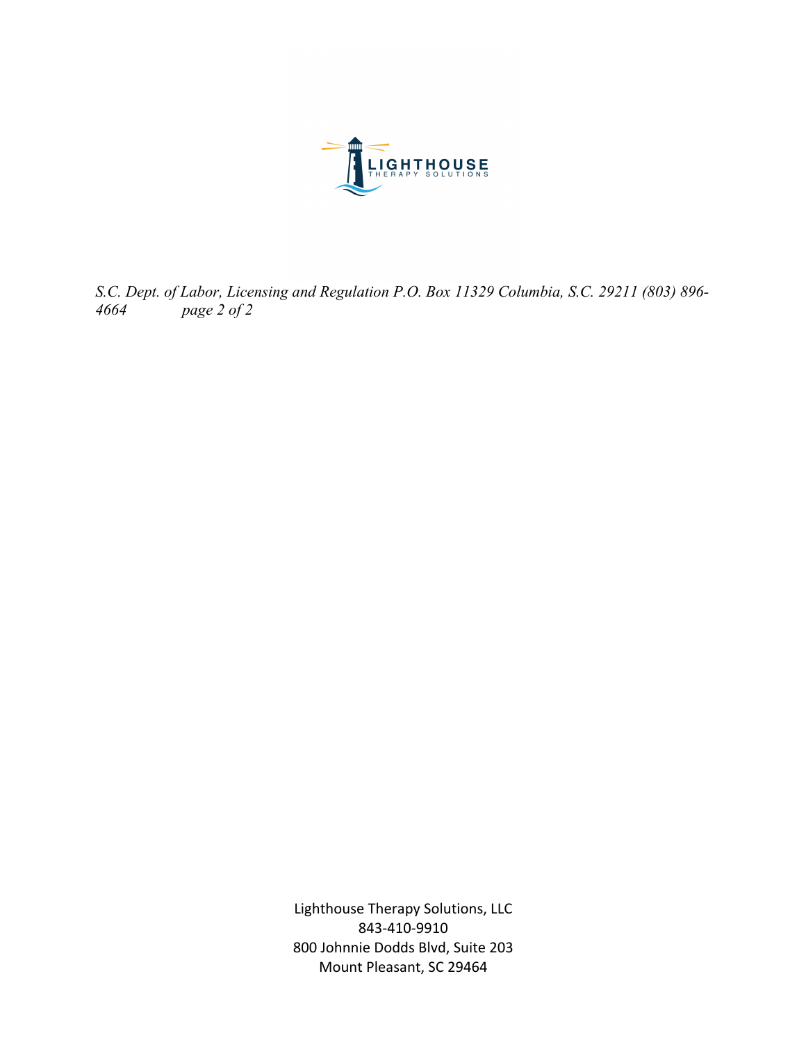*S.C. Dept. of Labor, Licensing and Regulation P.O. Box 11329 Columbia, S.C. 29211 (803) 896-4664*

Lighthouse Therapy Solutions, LLC
843-410-9910
800 Johnnie Dodds Blvd, Suite 203
Mount Pleasant, SC 29464